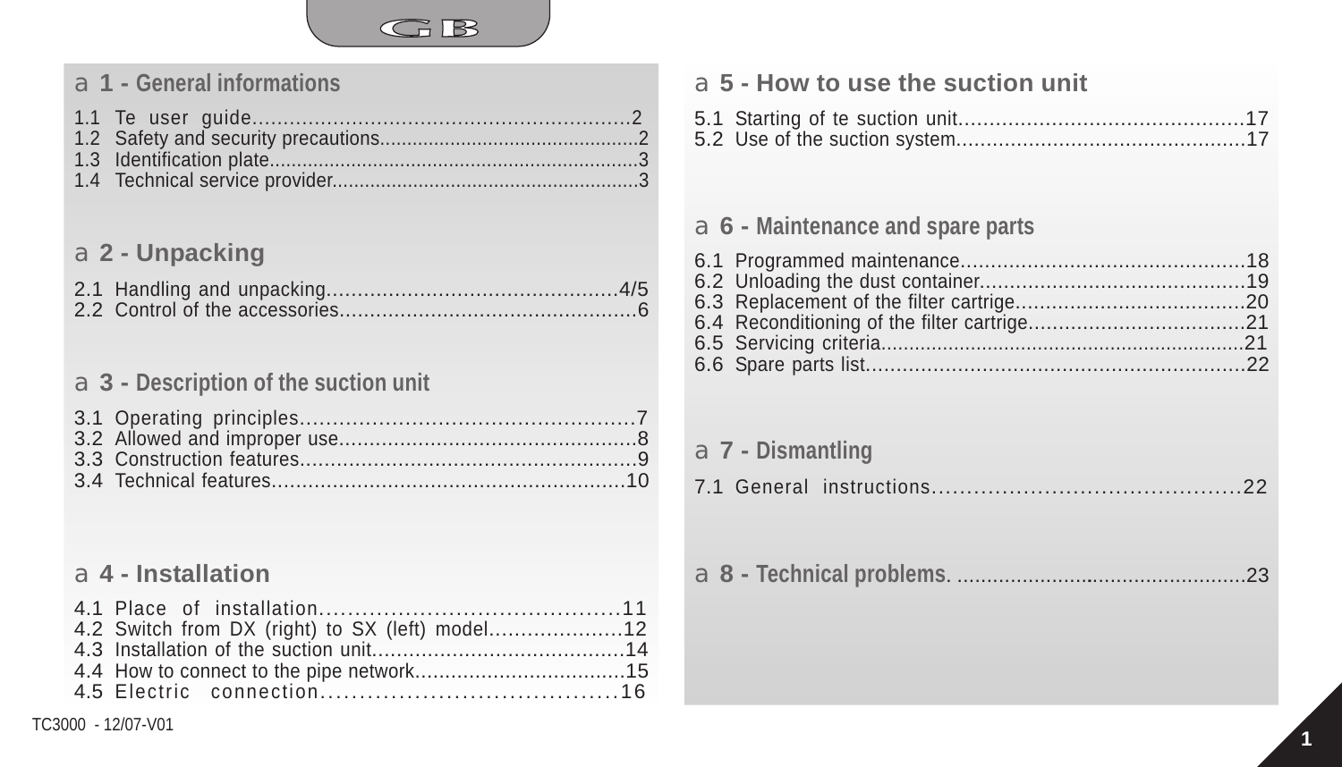GB

## 1 - General informations

1.1 Te user guide............................................................2
1.2 Safety and security precautions...............................................2
1.3 Identification plate...................................................................3
1.4 Technical service provider........................................................3

## 2 - Unpacking

2.1 Handling and unpacking.............................................4/5
2.2 Control of the accessories................................................6

## 3 - Description of the suction unit

3.1 Operating principles...................................................7
3.2 Allowed and improper use...............................................8
3.3 Construction features......................................................9
3.4 Technical features.........................................................10

## 4 - Installation

4.1 Place of installation..........................................11
4.2 Switch from DX (right) to SX (left) model.....................12
4.3 Installation of the suction unit.........................................14
4.4 How to connect to the pipe network..................................15
4.5 Electric connection......................................16

## 5 - How to use the suction unit

5.1 Starting of te suction unit.............................................17
5.2 Use of the suction system...............................................17

## 6 - Maintenance and spare parts

6.1 Programmed maintenance...............................................18
6.2 Unloading the dust container...........................................19
6.3 Replacement of the filter cartrige.....................................20
6.4 Reconditioning of the filter cartrige....................................21
6.5 Servicing criteria................................................................21
6.6 Spare parts list.............................................................22

## 7 - Dismantling

7.1 General instructions...........................................22

## 8 - Technical problems. ................................................23

TC3000 - 12/07-V01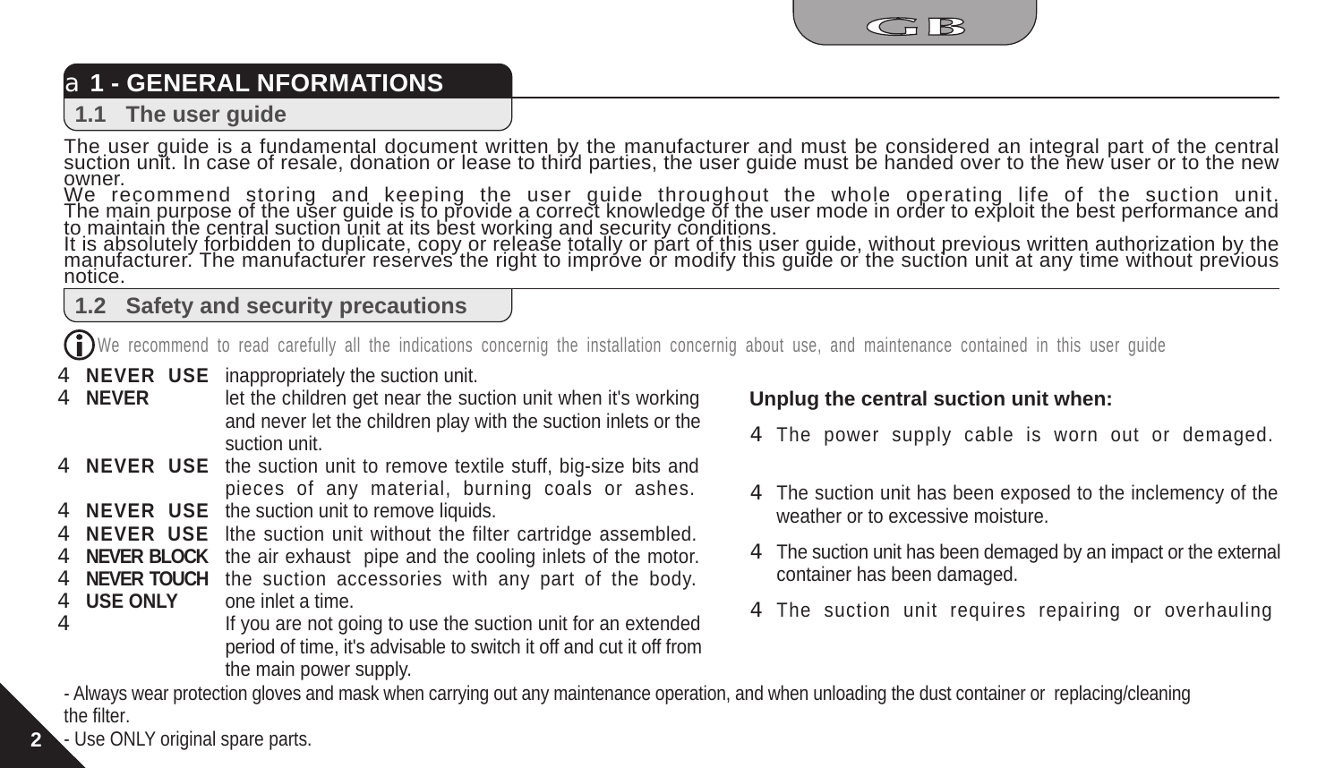## 1 - GENERAL NFORMATIONS

### 1.1 The user guide

The user guide is a fundamental document written by the manufacturer and must be considered an integral part of the central suction unit. In case of resale, donation or lease to third parties, the user guide must be handed over to the new user or to the new owner.
We recommend storing and keeping the user guide throughout the whole operating life of the suction unit. The main purpose of the user guide is to provide a correct knowledge of the user mode in order to exploit the best performance and to maintain the central suction unit at its best working and security conditions.
It is absolutely forbidden to duplicate, copy or release totally or part of this user guide, without previous written authorization by the manufacturer. The manufacturer reserves the right to improve or modify this guide or the suction unit at any time without previous notice.

### 1.2 Safety and security precautions

We recommend to read carefully all the indications concernig the installation concernig about use, and maintenance contained in this user guide

- **NEVER USE** inappropriately the suction unit.
- **NEVER** let the children get near the suction unit when it's working and never let the children play with the suction inlets or the suction unit.
- **NEVER USE** the suction unit to remove textile stuff, big-size bits and pieces of any material, burning coals or ashes.
- **NEVER USE** the suction unit to remove liquids.
- **NEVER USE** lthe suction unit without the filter cartridge assembled.
- **NEVER BLOCK** the air exhaust pipe and the cooling inlets of the motor.
- **NEVER TOUCH** the suction accessories with any part of the body.
- **USE ONLY** one inlet a time.
- If you are not going to use the suction unit for an extended period of time, it's advisable to switch it off and cut it off from the main power supply.

**Unplug the central suction unit when:**

- The power supply cable is worn out or demaged.
- The suction unit has been exposed to the inclemency of the weather or to excessive moisture.
- The suction unit has been demaged by an impact or the external container has been damaged.
- The suction unit requires repairing or overhauling

- Always wear protection gloves and mask when carrying out any maintenance operation, and when unloading the dust container or replacing/cleaning the filter.
- Use ONLY original spare parts.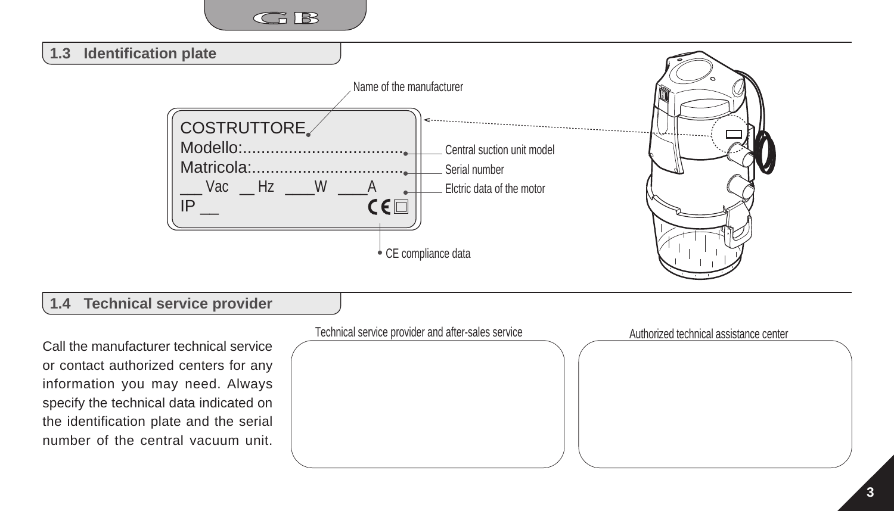## 1.3 Identification plate

COSTRUTTORE — Name of the manufacturer

Modello:.................................... — Central suction unit model

Matricola:.................................. — Serial number

___ Vac __ Hz ____W ____A — Elctric data of the motor

IP __ CE — CE compliance data

## 1.4 Technical service provider

Call the manufacturer technical service or contact authorized centers for any information you may need. Always specify the technical data indicated on the identification plate and the serial number of the central vacuum unit.

| Technical service provider and after-sales service | Authorized technical assistance center |
| --- | --- |
| | |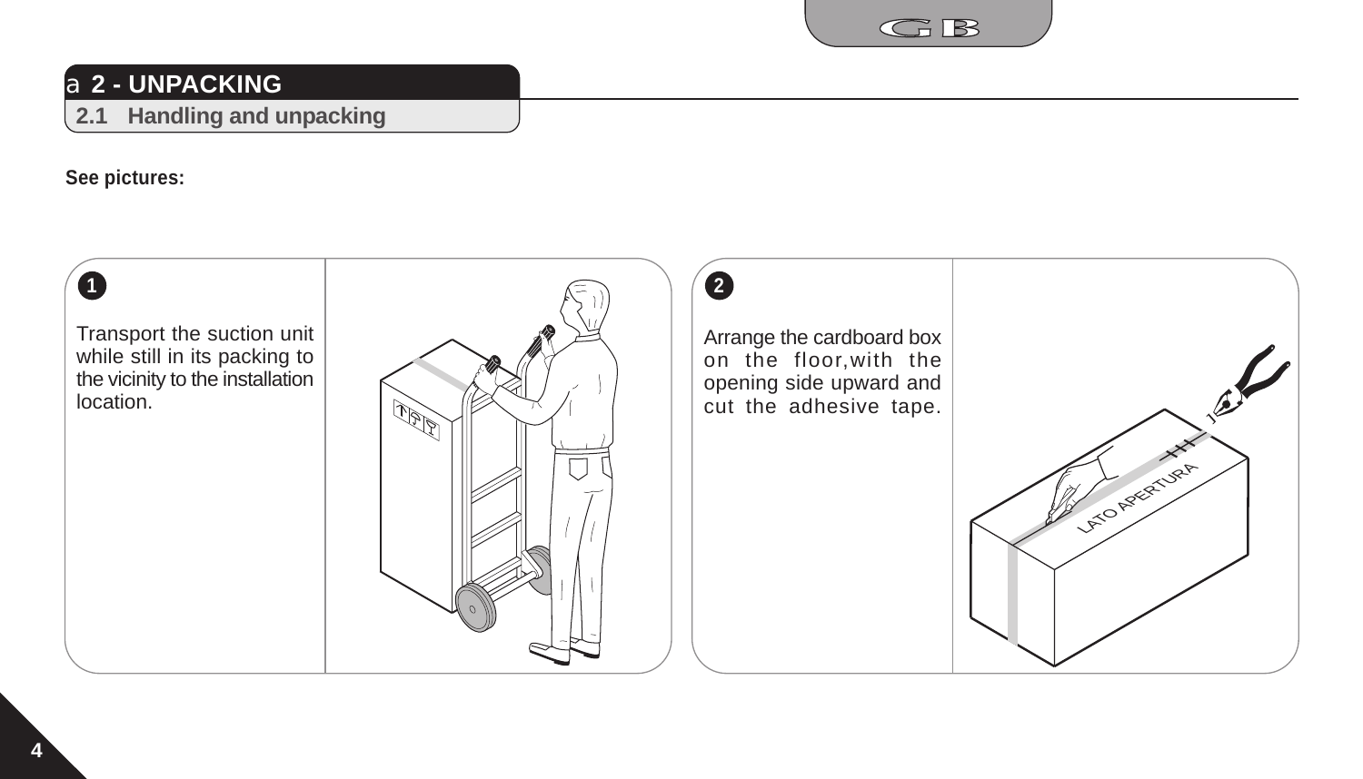# 2 - UNPACKING

## 2.1 Handling and unpacking

**See pictures:**

**1**

Transport the suction unit while still in its packing to the vicinity to the installation location.

**2**

Arrange the cardboard box on the floor,with the opening side upward and cut the adhesive tape.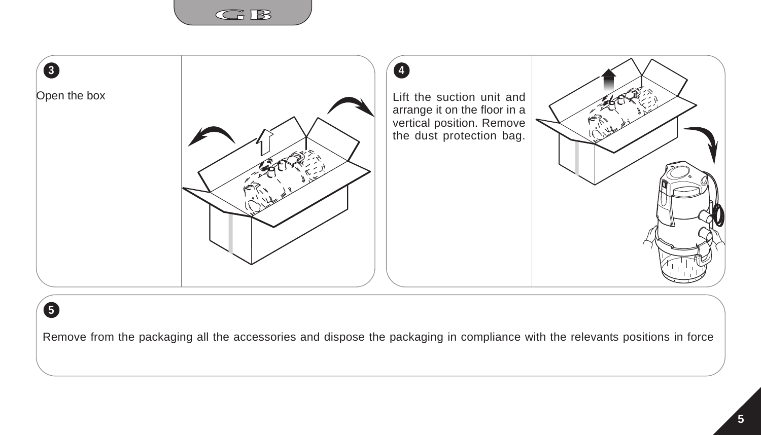**3**

Open the box

**4**

Lift the suction unit and arrange it on the floor in a vertical position. Remove the dust protection bag.

**5**

Remove from the packaging all the accessories and dispose the packaging in compliance with the relevants positions in force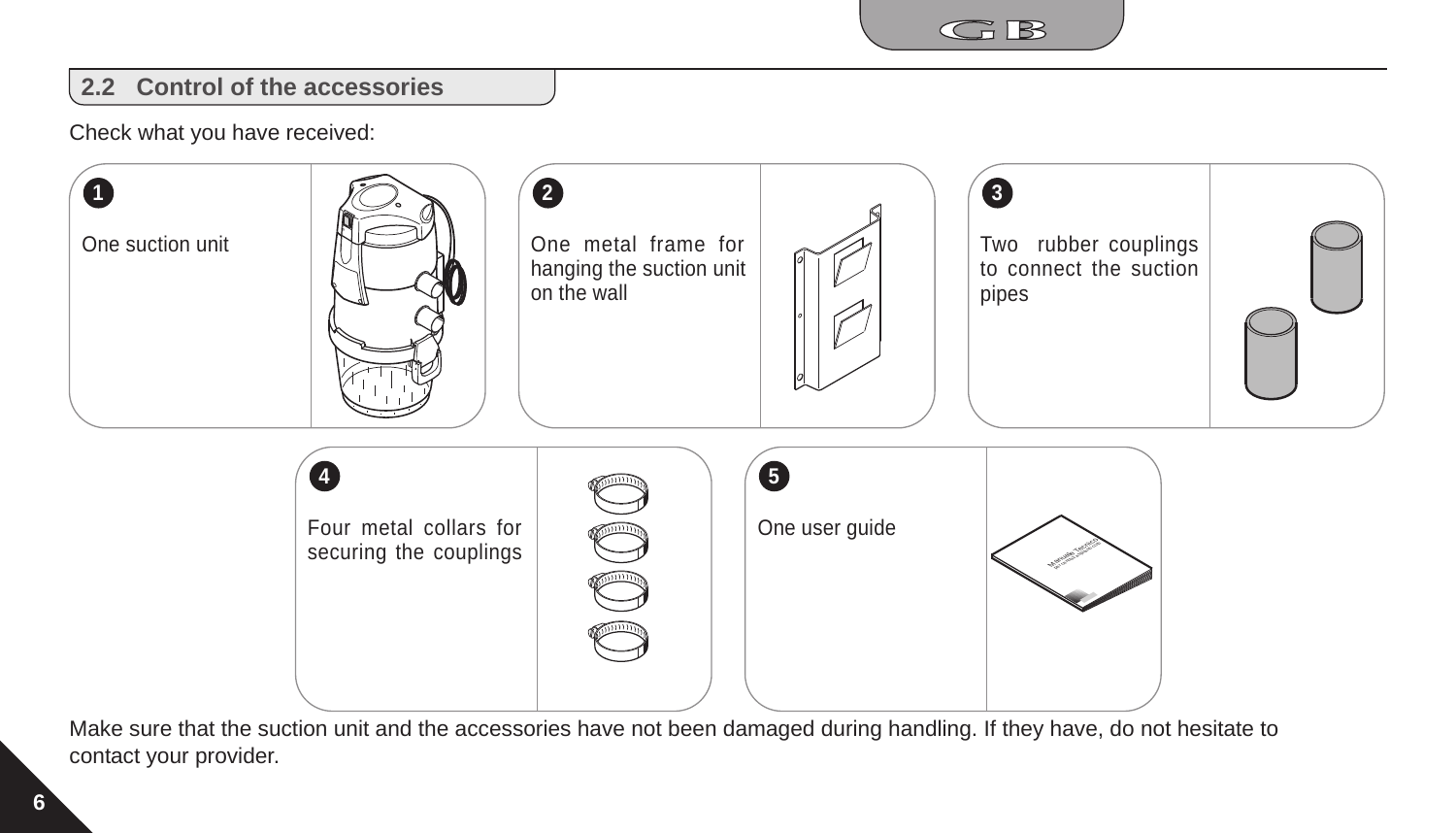## 2.2 Control of the accessories

Check what you have received:

1. One suction unit
2. One metal frame for hanging the suction unit on the wall
3. Two rubber couplings to connect the suction pipes
4. Four metal collars for securing the couplings
5. One user guide

Make sure that the suction unit and the accessories have not been damaged during handling. If they have, do not hesitate to contact your provider.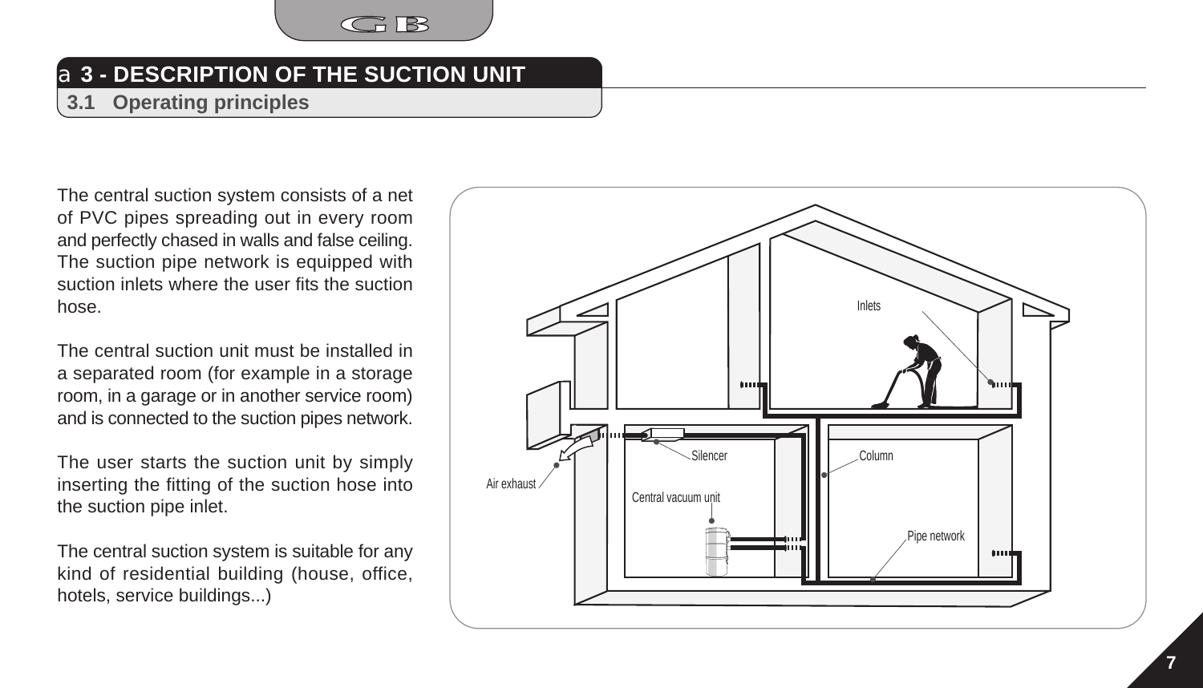# 3 - DESCRIPTION OF THE SUCTION UNIT

## 3.1 Operating principles

The central suction system consists of a net of PVC pipes spreading out in every room and perfectly chased in walls and false ceiling. The suction pipe network is equipped with suction inlets where the user fits the suction hose.

The central suction unit must be installed in a separated room (for example in a storage room, in a garage or in another service room) and is connected to the suction pipes network.

The user starts the suction unit by simply inserting the fitting of the suction hose into the suction pipe inlet.

The central suction system is suitable for any kind of residential building (house, office, hotels, service buildings...)

Inlets

Silencer

Column

Air exhaust

Central vacuum unit

Pipe network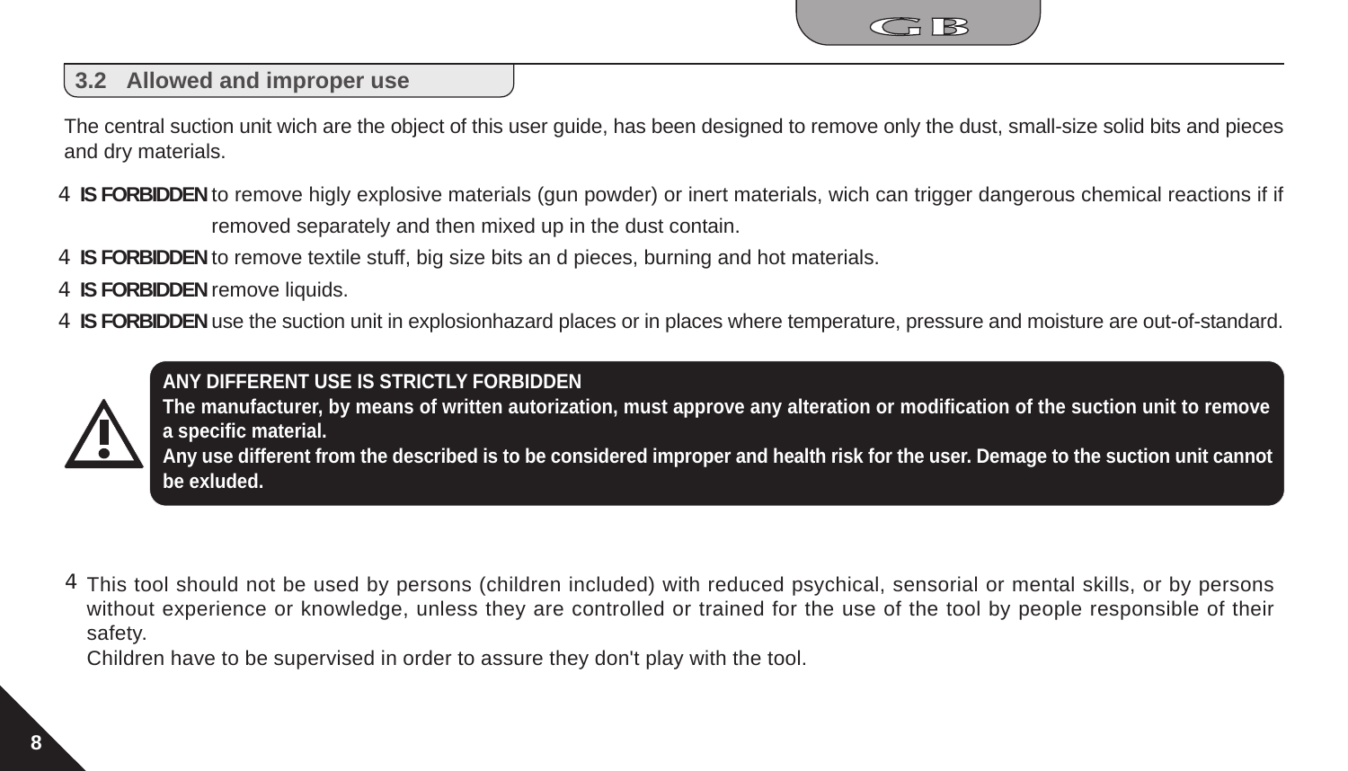## 3.2 Allowed and improper use

The central suction unit wich are the object of this user guide, has been designed to remove only the dust, small-size solid bits and pieces and dry materials.

- **IS FORBIDDEN** to remove higly explosive materials (gun powder) or inert materials, wich can trigger dangerous chemical reactions if if removed separately and then mixed up in the dust contain.
- **IS FORBIDDEN** to remove textile stuff, big size bits an d pieces, burning and hot materials.
- **IS FORBIDDEN** remove liquids.
- **IS FORBIDDEN** use the suction unit in explosionhazard places or in places where temperature, pressure and moisture are out-of-standard.

**ANY DIFFERENT USE IS STRICTLY FORBIDDEN**
**The manufacturer, by means of written autorization, must approve any alteration or modification of the suction unit to remove a specific material.**
**Any use different from the described is to be considered improper and health risk for the user. Demage to the suction unit cannot be exluded.**

- This tool should not be used by persons (children included) with reduced psychical, sensorial or mental skills, or by persons without experience or knowledge, unless they are controlled or trained for the use of the tool by people responsible of their safety.
  Children have to be supervised in order to assure they don't play with the tool.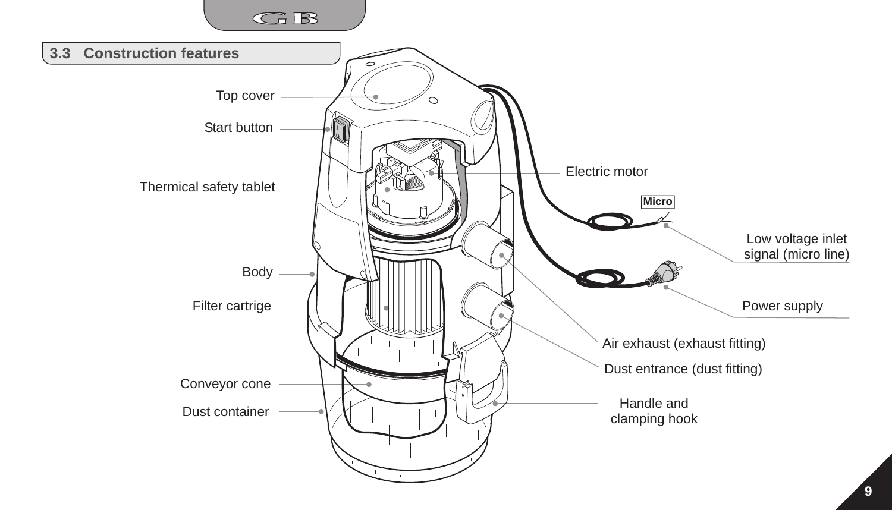## 3.3 Construction features

- Top cover
- Start button
- Thermical safety tablet
- Body
- Filter cartrige
- Conveyor cone
- Dust container
- Electric motor
- Micro
- Low voltage inlet signal (micro line)
- Power supply
- Air exhaust (exhaust fitting)
- Dust entrance (dust fitting)
- Handle and clamping hook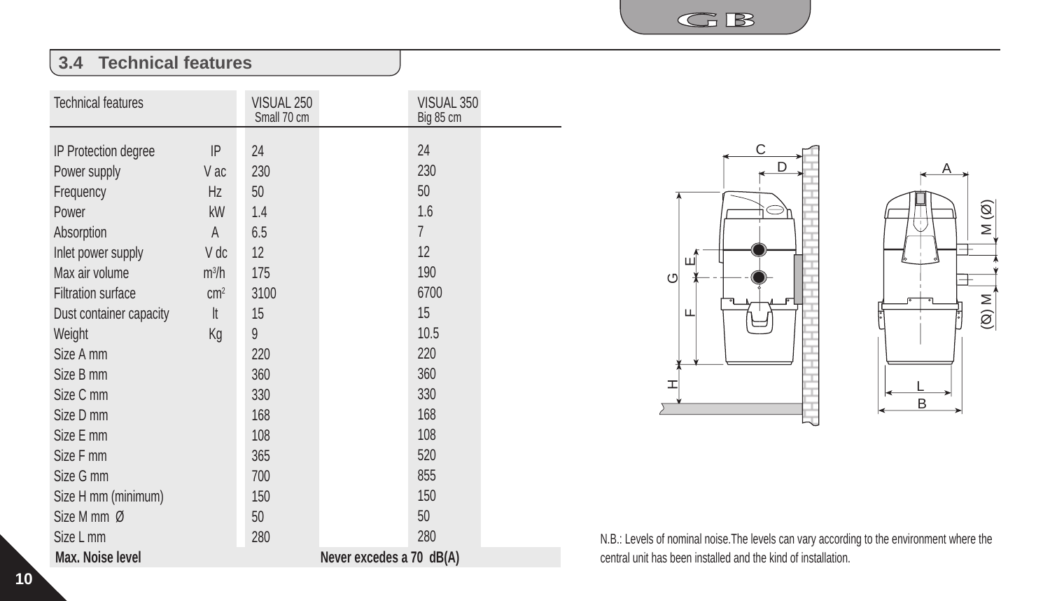### 3.4 Technical features

| Technical features | | VISUAL 250 Small 70 cm | VISUAL 350 Big 85 cm |
|---|---|---|---|
| IP Protection degree | IP | 24 | 24 |
| Power supply | V ac | 230 | 230 |
| Frequency | Hz | 50 | 50 |
| Power | kW | 1.4 | 1.6 |
| Absorption | A | 6.5 | 7 |
| Inlet power supply | V dc | 12 | 12 |
| Max air volume | $m^3/h$ | 175 | 190 |
| Filtration surface | $cm^2$ | 3100 | 6700 |
| Dust container capacity | lt | 15 | 15 |
| Weight | Kg | 9 | 10.5 |
| Size A mm | | 220 | 220 |
| Size B mm | | 360 | 360 |
| Size C mm | | 330 | 330 |
| Size D mm | | 168 | 168 |
| Size E mm | | 108 | 108 |
| Size F mm | | 365 | 520 |
| Size G mm | | 700 | 855 |
| Size H mm (minimum) | | 150 | 150 |
| Size M mm Ø | | 50 | 50 |
| Size L mm | | 280 | 280 |
| **Max. Noise level** | | **Never excedes a 70 dB(A)** | |

N.B.: Levels of nominal noise.The levels can vary according to the environment where the central unit has been installed and the kind of installation.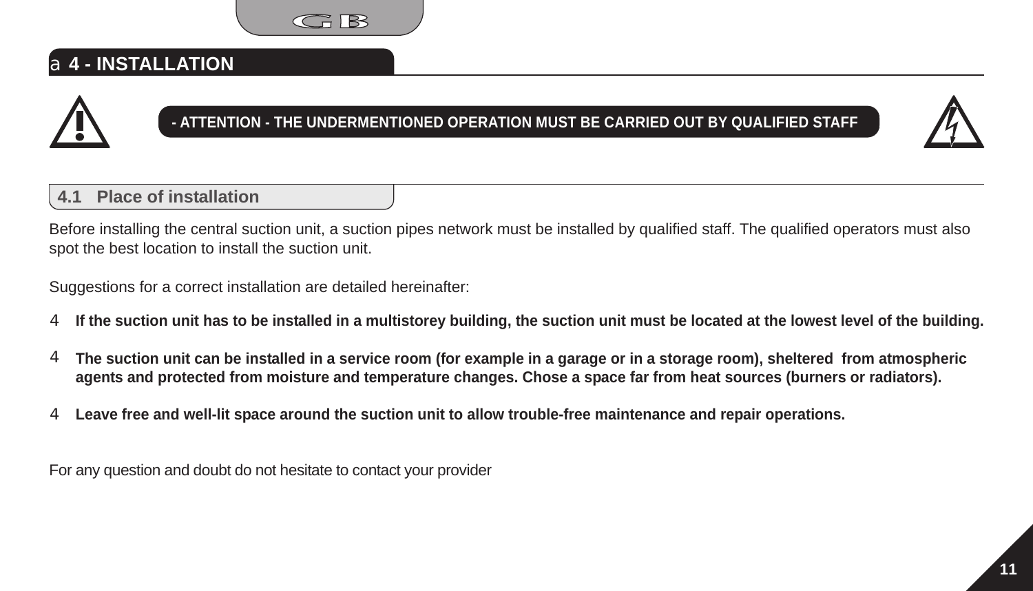## 4 - INSTALLATION

**- ATTENTION - THE UNDERMENTIONED OPERATION MUST BE CARRIED OUT BY QUALIFIED STAFF**

### 4.1 Place of installation

Before installing the central suction unit, a suction pipes network must be installed by qualified staff. The qualified operators must also spot the best location to install the suction unit.

Suggestions for a correct installation are detailed hereinafter:

- **If the suction unit has to be installed in a multistorey building, the suction unit must be located at the lowest level of the building.**
- **The suction unit can be installed in a service room (for example in a garage or in a storage room), sheltered from atmospheric agents and protected from moisture and temperature changes. Chose a space far from heat sources (burners or radiators).**
- **Leave free and well-lit space around the suction unit to allow trouble-free maintenance and repair operations.**

For any question and doubt do not hesitate to contact your provider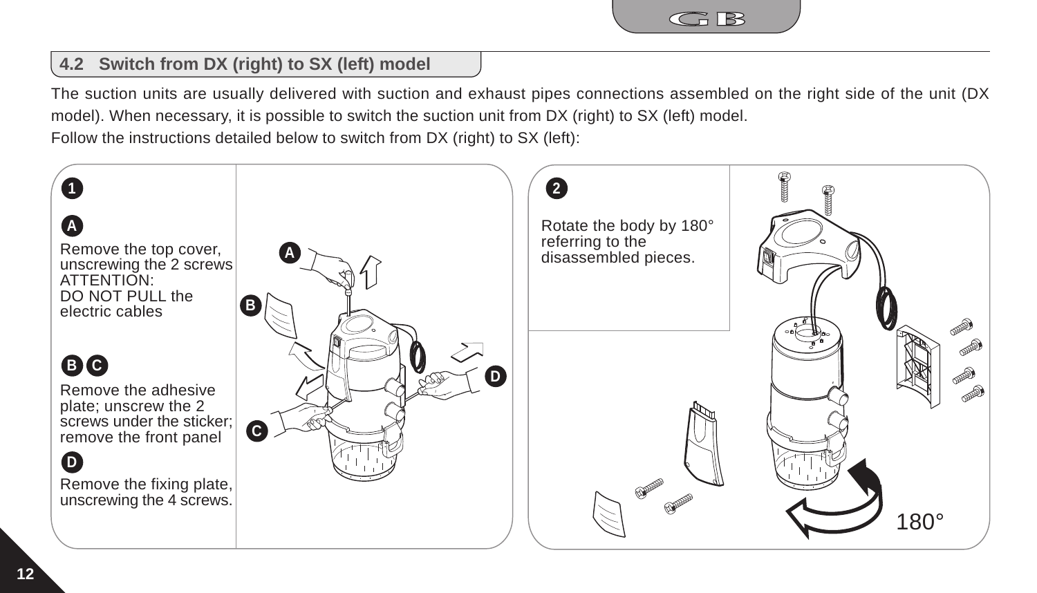## 4.2 Switch from DX (right) to SX (left) model

The suction units are usually delivered with suction and exhaust pipes connections assembled on the right side of the unit (DX model). When necessary, it is possible to switch the suction unit from DX (right) to SX (left) model.

Follow the instructions detailed below to switch from DX (right) to SX (left):

**1**

**A**

Remove the top cover, unscrewing the 2 screws
ATTENTION:
DO NOT PULL the electric cables

**B C**

Remove the adhesive plate; unscrew the 2 screws under the sticker; remove the front panel

**D**

Remove the fixing plate, unscrewing the 4 screws.

**2**

Rotate the body by 180° referring to the disassembled pieces.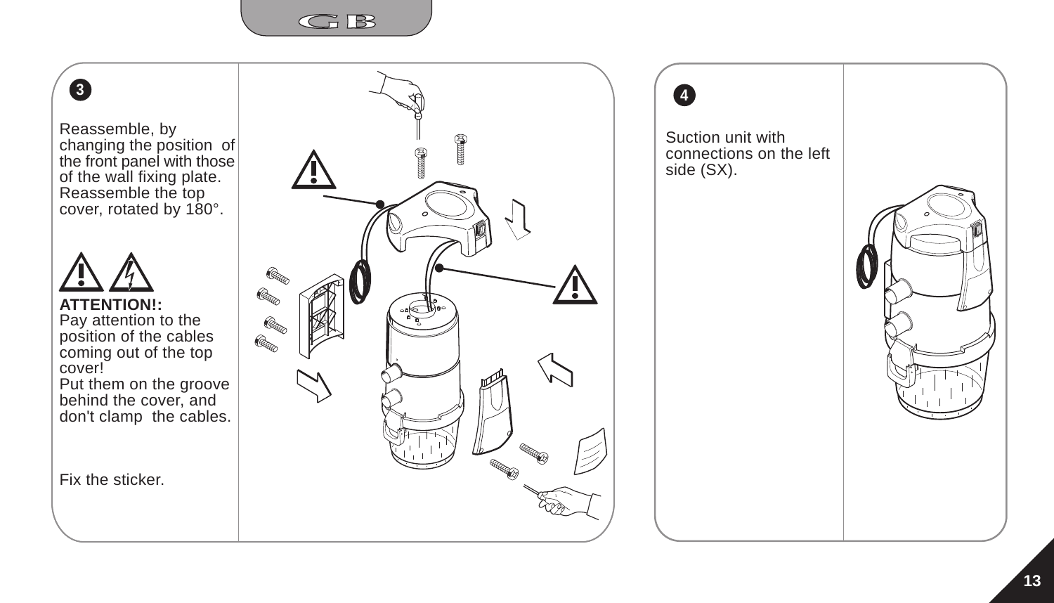**3**

Reassemble, by changing the position of the front panel with those of the wall fixing plate. Reassemble the top cover, rotated by 180°.

**ATTENTION!:**
Pay attention to the position of the cables coming out of the top cover!
Put them on the groove behind the cover, and don't clamp the cables.

Fix the sticker.

**4**

Suction unit with connections on the left side (SX).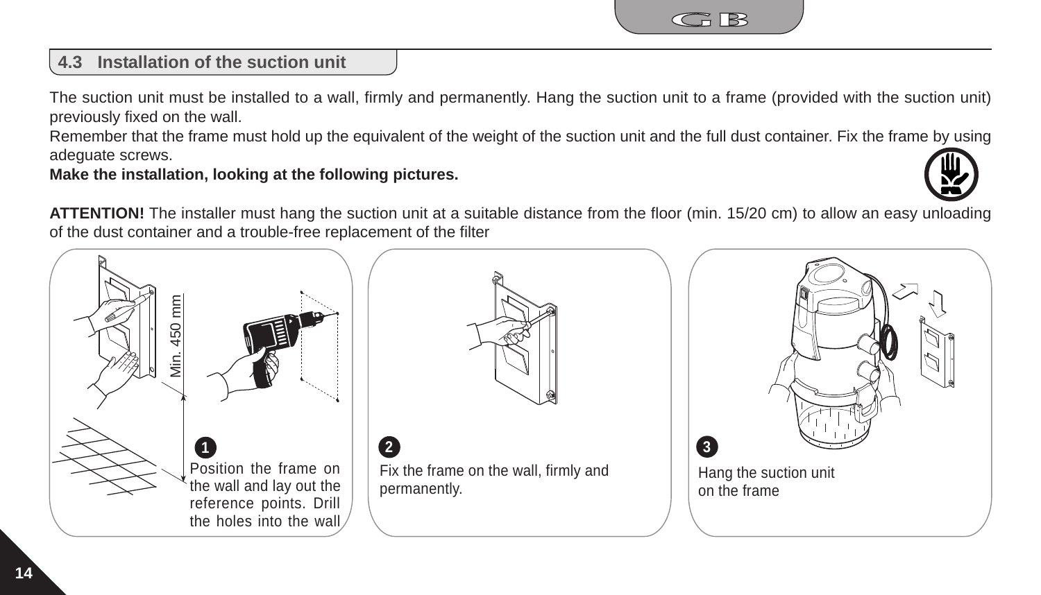## 4.3 Installation of the suction unit

The suction unit must be installed to a wall, firmly and permanently. Hang the suction unit to a frame (provided with the suction unit) previously fixed on the wall.
Remember that the frame must hold up the equivalent of the weight of the suction unit and the full dust container. Fix the frame by using adeguate screws.
**Make the installation, looking at the following pictures.**

**ATTENTION!** The installer must hang the suction unit at a suitable distance from the floor (min. 15/20 cm) to allow an easy unloading of the dust container and a trouble-free replacement of the filter

Min. 450 mm

**1** Position the frame on the wall and lay out the reference points. Drill the holes into the wall

**2** Fix the frame on the wall, firmly and permanently.

**3** Hang the suction unit on the frame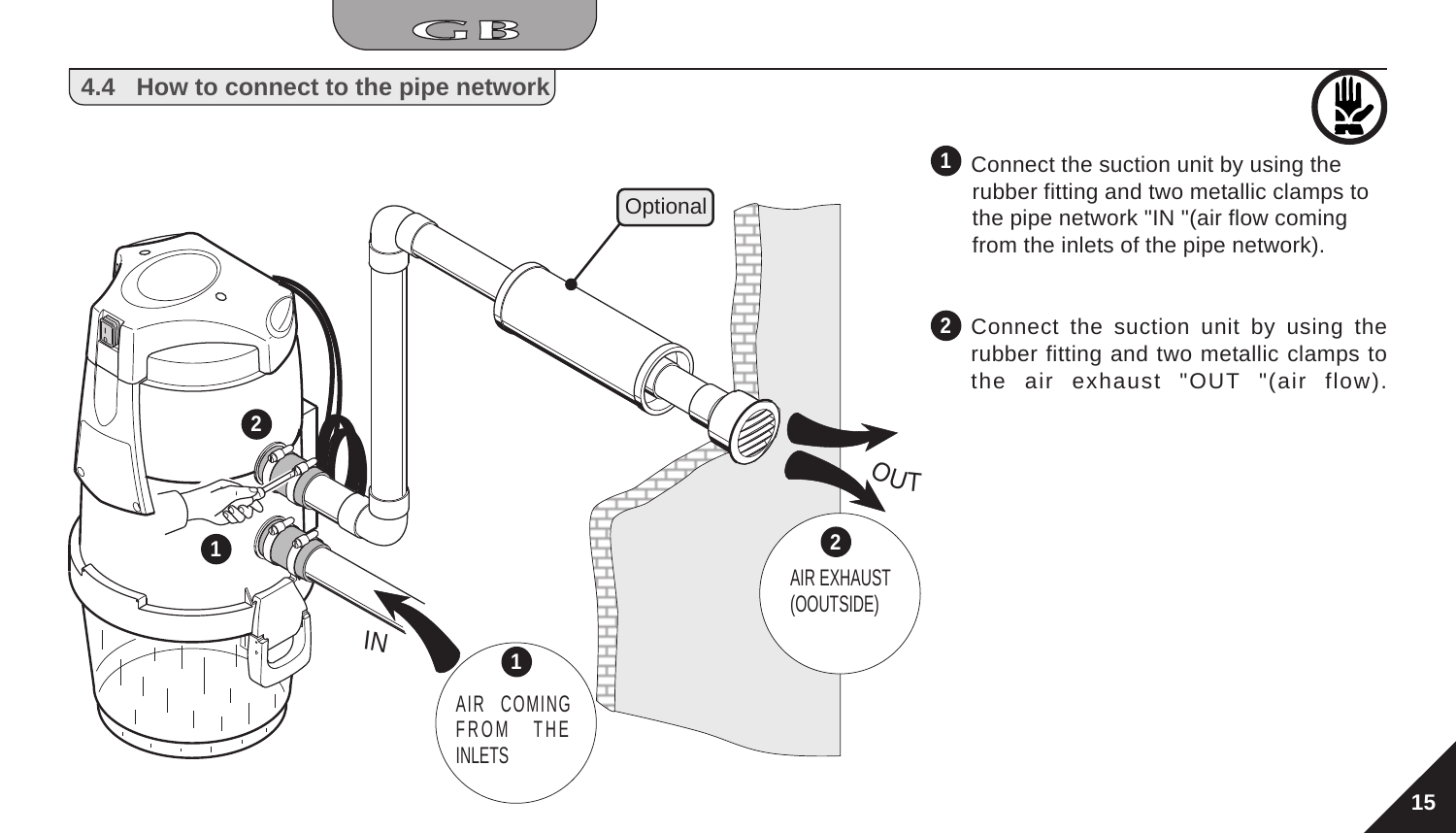## 4.4 How to connect to the pipe network

1. Connect the suction unit by using the rubber fitting and two metallic clamps to the pipe network "IN "(air flow coming from the inlets of the pipe network).

2. Connect the suction unit by using the rubber fitting and two metallic clamps to the air exhaust "OUT "(air flow).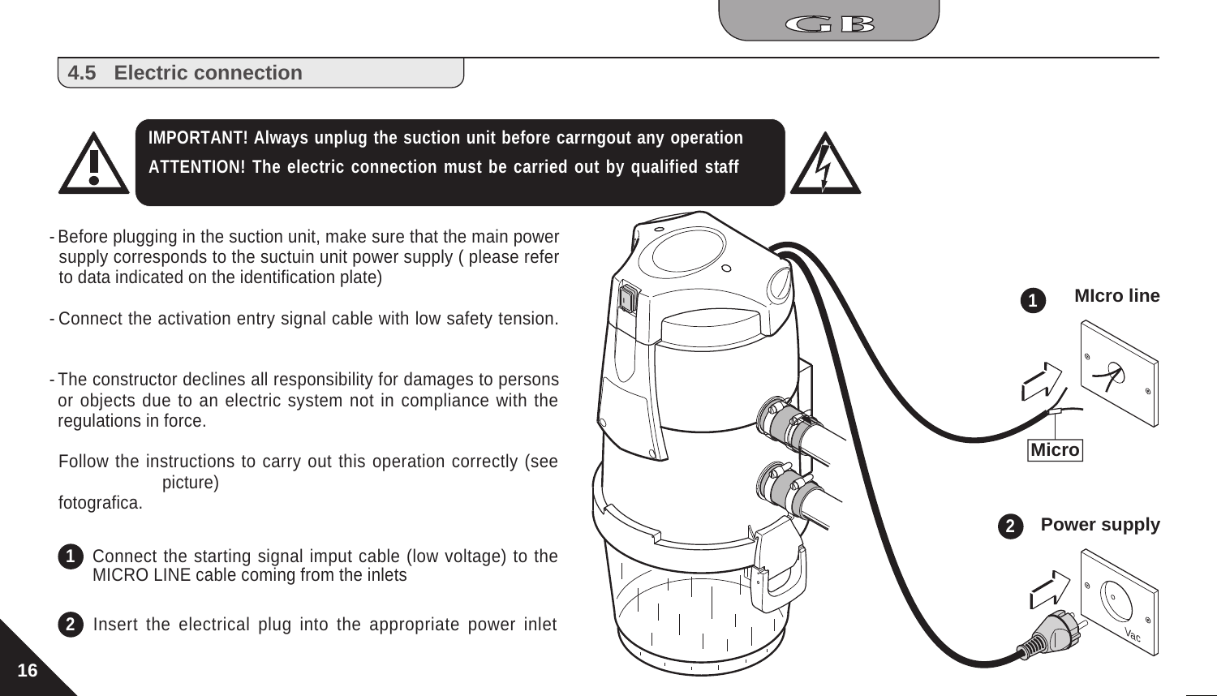## 4.5 Electric connection

**IMPORTANT! Always unplug the suction unit before carrngout any operation**

**ATTENTION! The electric connection must be carried out by qualified staff**

- Before plugging in the suction unit, make sure that the main power supply corresponds to the suctuin unit power supply ( please refer to data indicated on the identification plate)

- Connect the activation entry signal cable with low safety tension.

- The constructor declines all responsibility for damages to persons or objects due to an electric system not in compliance with the regulations in force.

Follow the instructions to carry out this operation correctly (see picture) fotografica.

1. Connect the starting signal imput cable (low voltage) to the MICRO LINE cable coming from the inlets

2. Insert the electrical plug into the appropriate power inlet

**1** **MIcro line**

Micro

**2** **Power supply**

Vac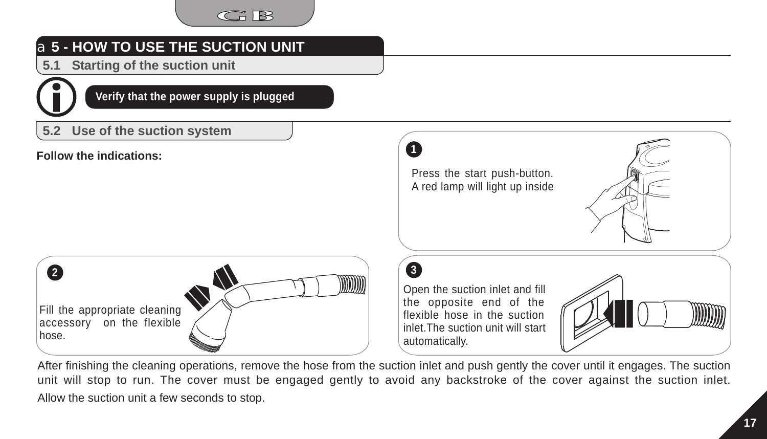# 5 - HOW TO USE THE SUCTION UNIT

## 5.1 Starting of the suction unit

**Verify that the power supply is plugged**

## 5.2 Use of the suction system

**Follow the indications:**

**1**

Press the start push-button. A red lamp will light up inside

**2**

Fill the appropriate cleaning accessory on the flexible hose.

**3**

Open the suction inlet and fill the opposite end of the flexible hose in the suction inlet. The suction unit will start automatically.

After finishing the cleaning operations, remove the hose from the suction inlet and push gently the cover until it engages. The suction unit will stop to run. The cover must be engaged gently to avoid any backstroke of the cover against the suction inlet. Allow the suction unit a few seconds to stop.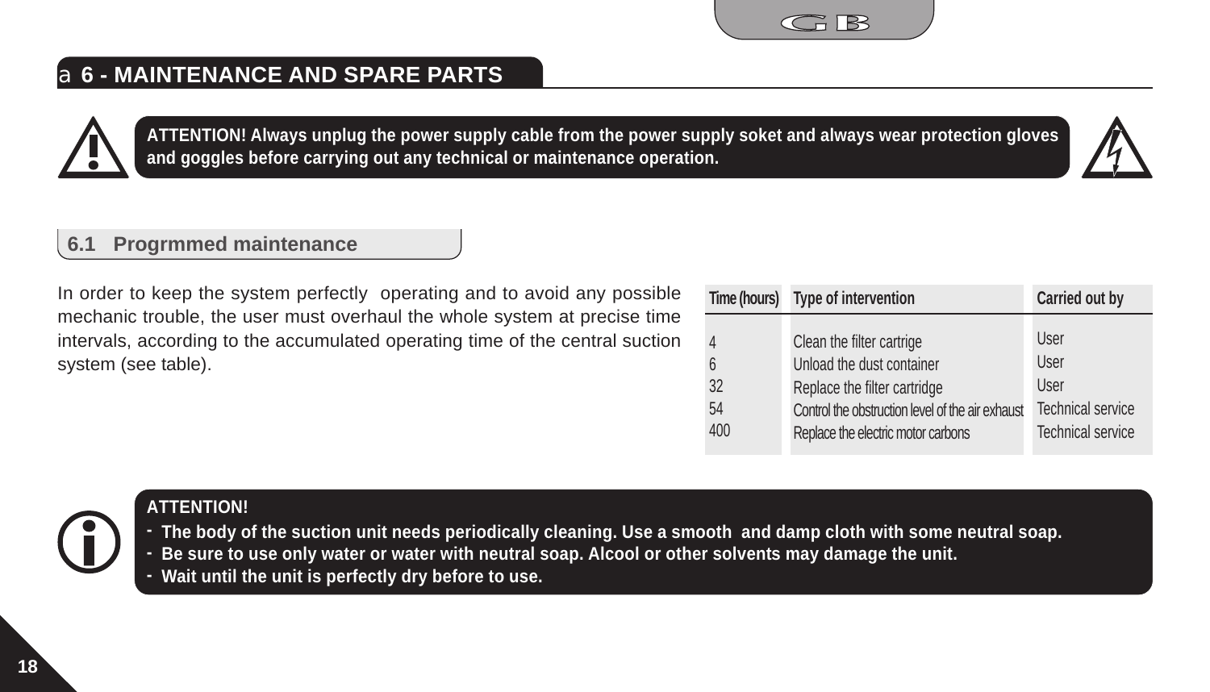## 6 - MAINTENANCE AND SPARE PARTS

**ATTENTION! Always unplug the power supply cable from the power supply soket and always wear protection gloves and goggles before carrying out any technical or maintenance operation.**

### 6.1 Progrmmed maintenance

In order to keep the system perfectly operating and to avoid any possible mechanic trouble, the user must overhaul the whole system at precise time intervals, according to the accumulated operating time of the central suction system (see table).

| Time (hours) | Type of intervention | Carried out by |
|---|---|---|
| 4 | Clean the filter cartrige | User |
| 6 | Unload the dust container | User |
| 32 | Replace the filter cartridge | User |
| 54 | Control the obstruction level of the air exhaust | Technical service |
| 400 | Replace the electric motor carbons | Technical service |

**ATTENTION!**

- **The body of the suction unit needs periodically cleaning. Use a smooth and damp cloth with some neutral soap.**
- **Be sure to use only water or water with neutral soap. Alcool or other solvents may damage the unit.**
- **Wait until the unit is perfectly dry before to use.**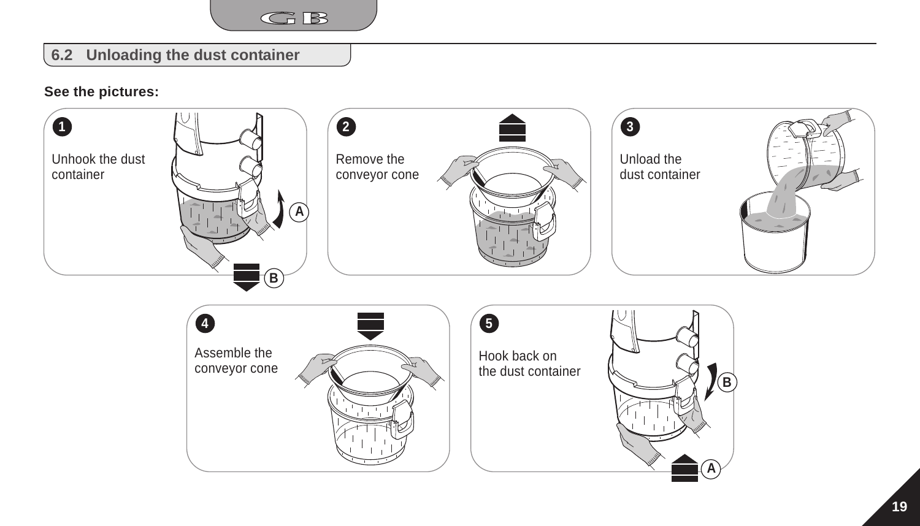## 6.2 Unloading the dust container

**See the pictures:**

1. Unhook the dust container

A

B

2. Remove the conveyor cone

3. Unload the dust container

4. Assemble the conveyor cone

5. Hook back on the dust container

B

A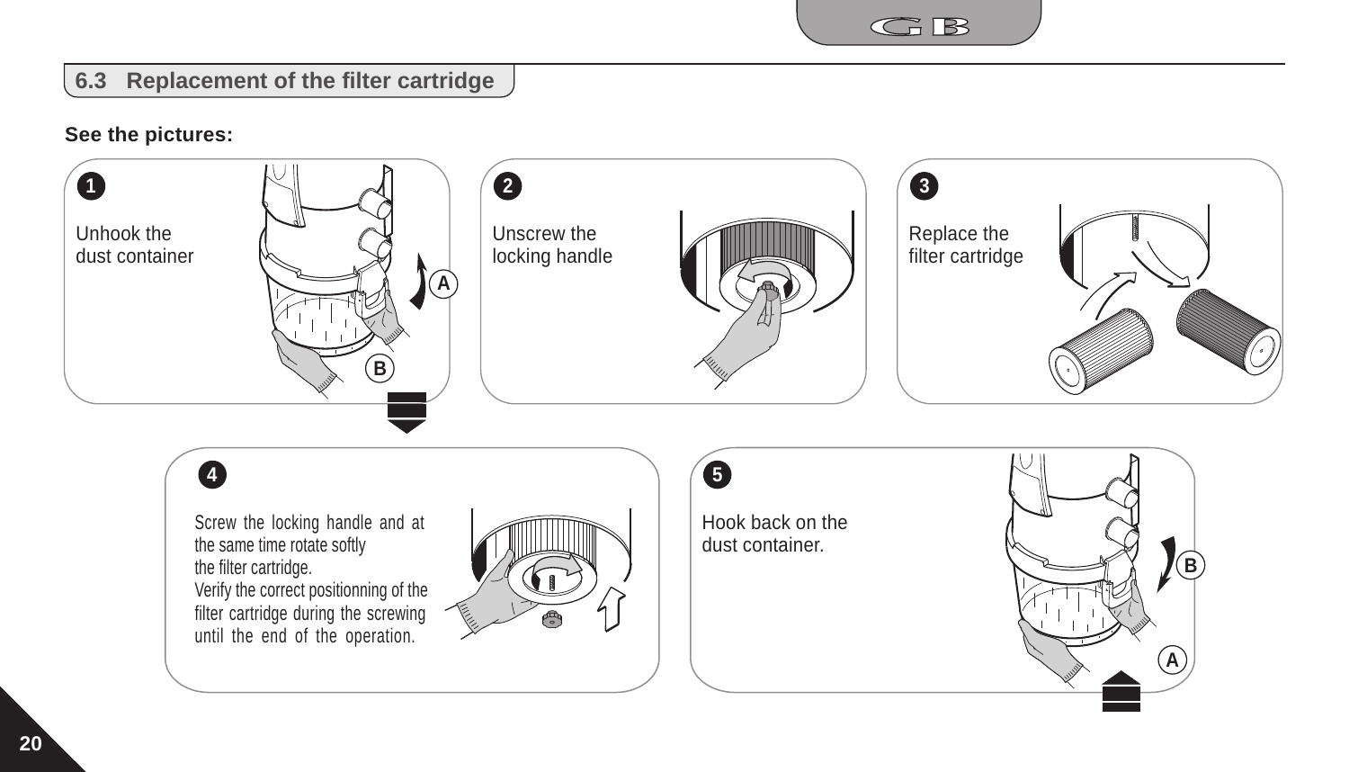## 6.3 Replacement of the filter cartridge

**See the pictures:**

**1**

Unhook the dust container

A

B

**2**

Unscrew the locking handle

**3**

Replace the filter cartridge

**4**

Screw the locking handle and at the same time rotate softly the filter cartridge.
Verify the correct positionning of the filter cartridge during the screwing until the end of the operation.

**5**

Hook back on the dust container.

B

A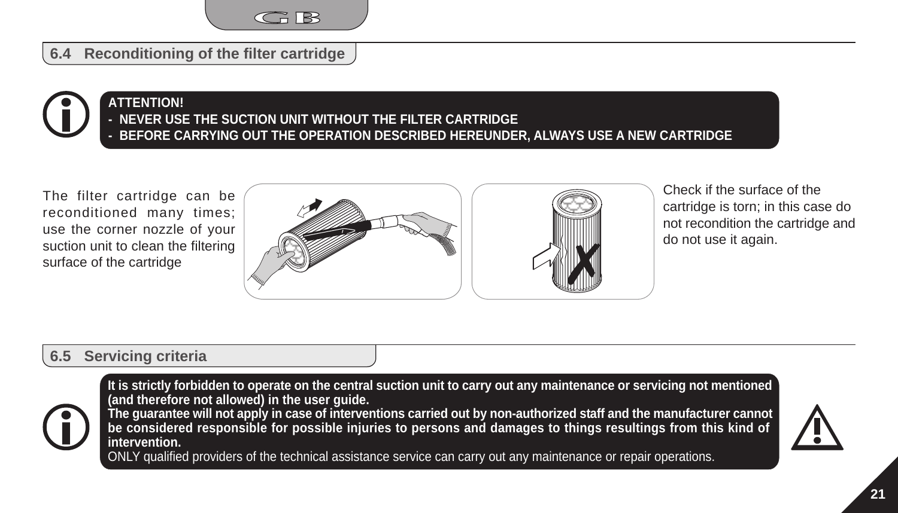## 6.4 Reconditioning of the filter cartridge

**ATTENTION!**
- **NEVER USE THE SUCTION UNIT WITHOUT THE FILTER CARTRIDGE**
- **BEFORE CARRYING OUT THE OPERATION DESCRIBED HEREUNDER, ALWAYS USE A NEW CARTRIDGE**

The filter cartridge can be reconditioned many times; use the corner nozzle of your suction unit to clean the filtering surface of the cartridge

Check if the surface of the cartridge is torn; in this case do not recondition the cartridge and do not use it again.

## 6.5 Servicing criteria

**It is strictly forbidden to operate on the central suction unit to carry out any maintenance or servicing not mentioned (and therefore not allowed) in the user guide.**
**The guarantee will not apply in case of interventions carried out by non-authorized staff and the manufacturer cannot be considered responsible for possible injuries to persons and damages to things resultings from this kind of intervention.**
ONLY qualified providers of the technical assistance service can carry out any maintenance or repair operations.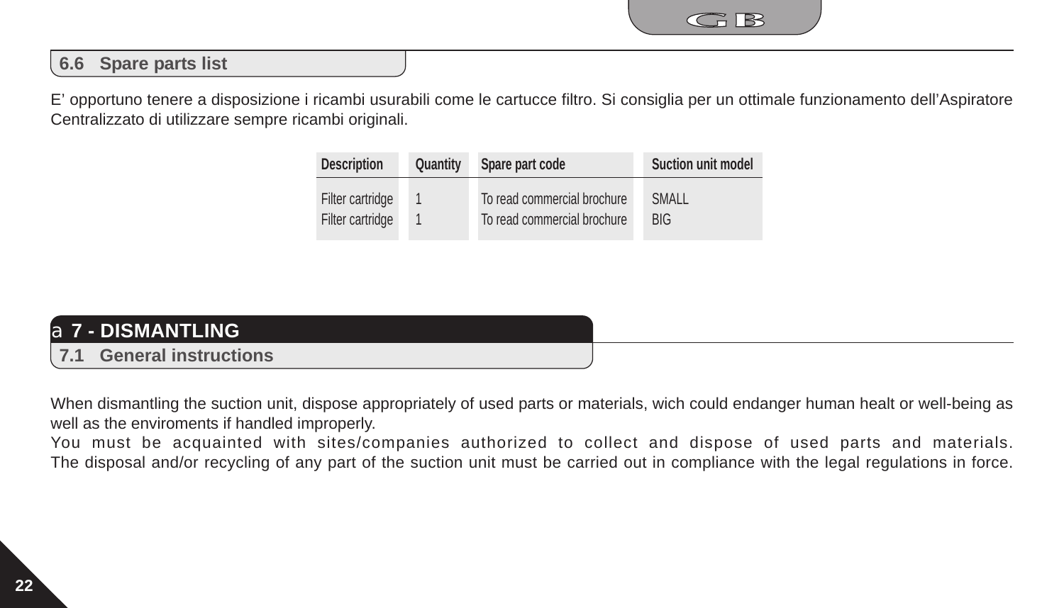## 6.6 Spare parts list

E’ opportuno tenere a disposizione i ricambi usurabili come le cartucce filtro. Si consiglia per un ottimale funzionamento dell’Aspiratore Centralizzato di utilizzare sempre ricambi originali.

| Description | Quantity | Spare part code | Suction unit model |
|---|---|---|---|
| Filter cartridge | 1 | To read commercial brochure | SMALL |
| Filter cartridge | 1 | To read commercial brochure | BIG |

# a 7 - DISMANTLING

## 7.1 General instructions

When dismantling the suction unit, dispose appropriately of used parts or materials, wich could endanger human healt or well-being as well as the enviroments if handled improperly.

You must be acquainted with sites/companies authorized to collect and dispose of used parts and materials. The disposal and/or recycling of any part of the suction unit must be carried out in compliance with the legal regulations in force.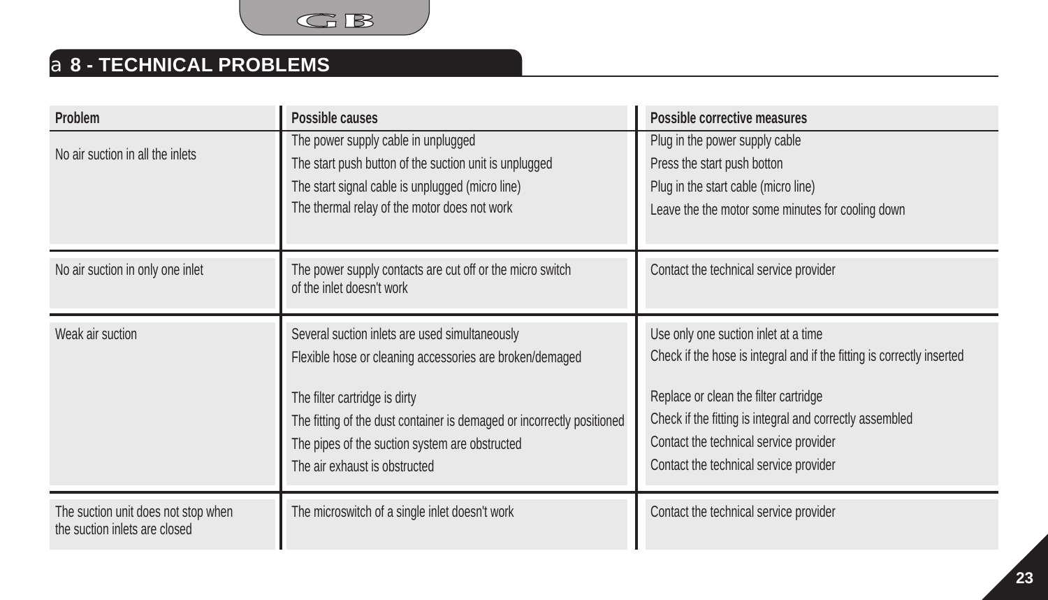## 8 - TECHNICAL PROBLEMS

| Problem | Possible causes | Possible corrective measures |
|---|---|---|
| No air suction in all the inlets | The power supply cable in unplugged<br>The start push button of the suction unit is unplugged<br>The start signal cable is unplugged (micro line)<br>The thermal relay of the motor does not work | Plug in the power supply cable<br>Press the start push botton<br>Plug in the start cable (micro line)<br>Leave the the motor some minutes for cooling down |
| No air suction in only one inlet | The power supply contacts are cut off or the micro switch of the inlet doesn't work | Contact the technical service provider |
| Weak air suction | Several suction inlets are used simultaneously<br>Flexible hose or cleaning accessories are broken/demaged<br>The filter cartridge is dirty<br>The fitting of the dust container is demaged or incorrectly positioned<br>The pipes of the suction system are obstructed<br>The air exhaust is obstructed | Use only one suction inlet at a time<br>Check if the hose is integral and if the fitting is correctly inserted<br>Replace or clean the filter cartridge<br>Check if the fitting is integral and correctly assembled<br>Contact the technical service provider<br>Contact the technical service provider |
| The suction unit does not stop when the suction inlets are closed | The microswitch of a single inlet doesn't work | Contact the technical service provider |